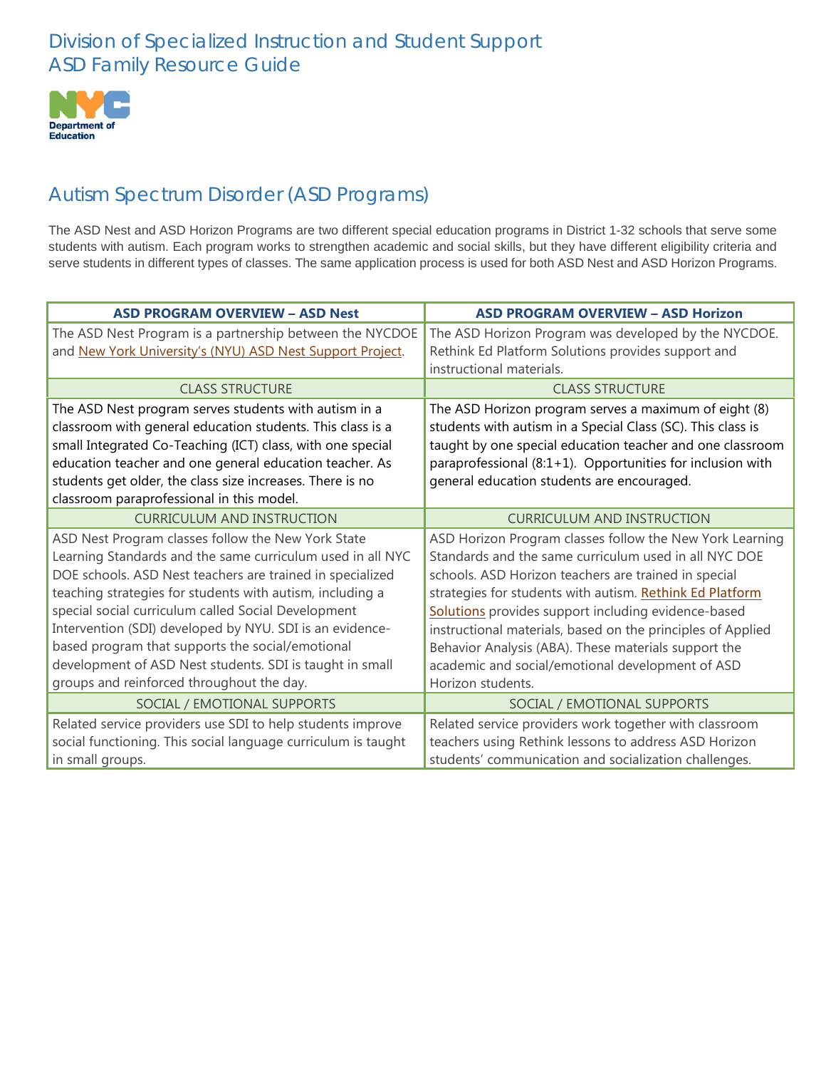# Division of Specialized Instruction and Student Support
# ASD Family Resource Guide

NYC Department of Education

## Autism Spectrum Disorder (ASD Programs)

The ASD Nest and ASD Horizon Programs are two different special education programs in District 1-32 schools that serve some students with autism. Each program works to strengthen academic and social skills, but they have different eligibility criteria and serve students in different types of classes. The same application process is used for both ASD Nest and ASD Horizon Programs.

| **ASD PROGRAM OVERVIEW – ASD Nest** | **ASD PROGRAM OVERVIEW – ASD Horizon** |
|---|---|
| The ASD Nest Program is a partnership between the NYCDOE and New York University's (NYU) ASD Nest Support Project. | The ASD Horizon Program was developed by the NYCDOE. Rethink Ed Platform Solutions provides support and instructional materials. |
| CLASS STRUCTURE | CLASS STRUCTURE |
| The ASD Nest program serves students with autism in a classroom with general education students. This class is a small Integrated Co-Teaching (ICT) class, with one special education teacher and one general education teacher. As students get older, the class size increases. There is no classroom paraprofessional in this model. | The ASD Horizon program serves a maximum of eight (8) students with autism in a Special Class (SC). This class is taught by one special education teacher and one classroom paraprofessional (8:1+1). Opportunities for inclusion with general education students are encouraged. |
| CURRICULUM AND INSTRUCTION | CURRICULUM AND INSTRUCTION |
| ASD Nest Program classes follow the New York State Learning Standards and the same curriculum used in all NYC DOE schools. ASD Nest teachers are trained in specialized teaching strategies for students with autism, including a special social curriculum called Social Development Intervention (SDI) developed by NYU. SDI is an evidence-based program that supports the social/emotional development of ASD Nest students. SDI is taught in small groups and reinforced throughout the day. | ASD Horizon Program classes follow the New York Learning Standards and the same curriculum used in all NYC DOE schools. ASD Horizon teachers are trained in special strategies for students with autism. Rethink Ed Platform Solutions provides support including evidence-based instructional materials, based on the principles of Applied Behavior Analysis (ABA). These materials support the academic and social/emotional development of ASD Horizon students. |
| SOCIAL / EMOTIONAL SUPPORTS | SOCIAL / EMOTIONAL SUPPORTS |
| Related service providers use SDI to help students improve social functioning. This social language curriculum is taught in small groups. | Related service providers work together with classroom teachers using Rethink lessons to address ASD Horizon students' communication and socialization challenges. |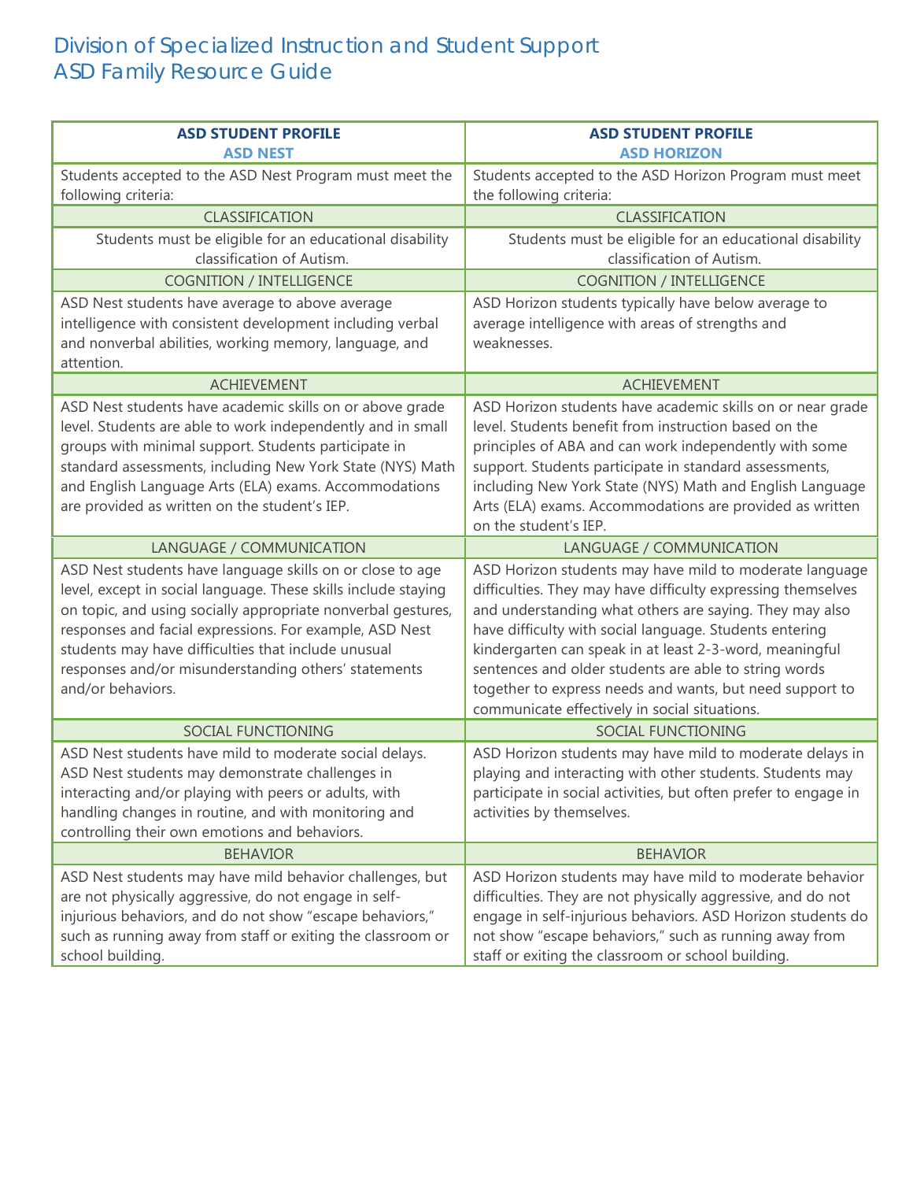# Division of Specialized Instruction and Student Support
# ASD Family Resource Guide

| **ASD STUDENT PROFILE**<br>**ASD NEST** | **ASD STUDENT PROFILE**<br>**ASD HORIZON** |
|---|---|
| Students accepted to the ASD Nest Program must meet the following criteria: | Students accepted to the ASD Horizon Program must meet the following criteria: |
| CLASSIFICATION | CLASSIFICATION |
| Students must be eligible for an educational disability classification of Autism. | Students must be eligible for an educational disability classification of Autism. |
| COGNITION / INTELLIGENCE | COGNITION / INTELLIGENCE |
| ASD Nest students have average to above average intelligence with consistent development including verbal and nonverbal abilities, working memory, language, and attention. | ASD Horizon students typically have below average to average intelligence with areas of strengths and weaknesses. |
| ACHIEVEMENT | ACHIEVEMENT |
| ASD Nest students have academic skills on or above grade level. Students are able to work independently and in small groups with minimal support. Students participate in standard assessments, including New York State (NYS) Math and English Language Arts (ELA) exams. Accommodations are provided as written on the student's IEP. | ASD Horizon students have academic skills on or near grade level. Students benefit from instruction based on the principles of ABA and can work independently with some support. Students participate in standard assessments, including New York State (NYS) Math and English Language Arts (ELA) exams. Accommodations are provided as written on the student's IEP. |
| LANGUAGE / COMMUNICATION | LANGUAGE / COMMUNICATION |
| ASD Nest students have language skills on or close to age level, except in social language. These skills include staying on topic, and using socially appropriate nonverbal gestures, responses and facial expressions. For example, ASD Nest students may have difficulties that include unusual responses and/or misunderstanding others' statements and/or behaviors. | ASD Horizon students may have mild to moderate language difficulties. They may have difficulty expressing themselves and understanding what others are saying. They may also have difficulty with social language. Students entering kindergarten can speak in at least 2-3-word, meaningful sentences and older students are able to string words together to express needs and wants, but need support to communicate effectively in social situations. |
| SOCIAL FUNCTIONING | SOCIAL FUNCTIONING |
| ASD Nest students have mild to moderate social delays. ASD Nest students may demonstrate challenges in interacting and/or playing with peers or adults, with handling changes in routine, and with monitoring and controlling their own emotions and behaviors. | ASD Horizon students may have mild to moderate delays in playing and interacting with other students. Students may participate in social activities, but often prefer to engage in activities by themselves. |
| BEHAVIOR | BEHAVIOR |
| ASD Nest students may have mild behavior challenges, but are not physically aggressive, do not engage in self-injurious behaviors, and do not show "escape behaviors," such as running away from staff or exiting the classroom or school building. | ASD Horizon students may have mild to moderate behavior difficulties. They are not physically aggressive, and do not engage in self-injurious behaviors. ASD Horizon students do not show "escape behaviors," such as running away from staff or exiting the classroom or school building. |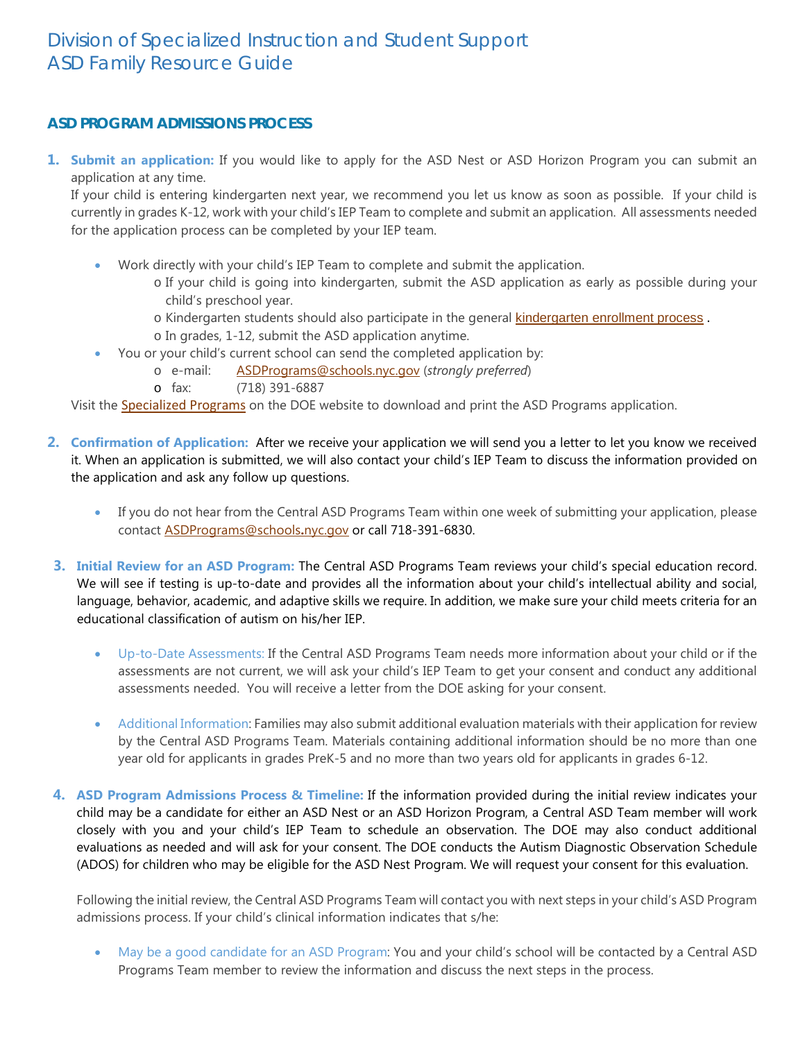# Division of Specialized Instruction and Student Support
# ASD Family Resource Guide

## ASD PROGRAM ADMISSIONS PROCESS

1. **Submit an application:** If you would like to apply for the ASD Nest or ASD Horizon Program you can submit an application at any time.
   If your child is entering kindergarten next year, we recommend you let us know as soon as possible. If your child is currently in grades K-12, work with your child's IEP Team to complete and submit an application. All assessments needed for the application process can be completed by your IEP team.

   - Work directly with your child's IEP Team to complete and submit the application.
     - If your child is going into kindergarten, submit the ASD application as early as possible during your child's preschool year.
     - Kindergarten students should also participate in the general kindergarten enrollment process .
     - In grades, 1-12, submit the ASD application anytime.
   - You or your child's current school can send the completed application by:
     - e-mail: ASDPrograms@schools.nyc.gov (*strongly preferred*)
     - fax: (718) 391-6887

   Visit the Specialized Programs on the DOE website to download and print the ASD Programs application.

2. **Confirmation of Application:** After we receive your application we will send you a letter to let you know we received it. When an application is submitted, we will also contact your child's IEP Team to discuss the information provided on the application and ask any follow up questions.

   - If you do not hear from the Central ASD Programs Team within one week of submitting your application, please contact ASDPrograms@schools.nyc.gov or call 718-391-6830.

3. **Initial Review for an ASD Program:** The Central ASD Programs Team reviews your child's special education record. We will see if testing is up-to-date and provides all the information about your child's intellectual ability and social, language, behavior, academic, and adaptive skills we require. In addition, we make sure your child meets criteria for an educational classification of autism on his/her IEP.

   - Up-to-Date Assessments: If the Central ASD Programs Team needs more information about your child or if the assessments are not current, we will ask your child's IEP Team to get your consent and conduct any additional assessments needed. You will receive a letter from the DOE asking for your consent.

   - Additional Information: Families may also submit additional evaluation materials with their application for review by the Central ASD Programs Team. Materials containing additional information should be no more than one year old for applicants in grades PreK-5 and no more than two years old for applicants in grades 6-12.

4. **ASD Program Admissions Process & Timeline:** If the information provided during the initial review indicates your child may be a candidate for either an ASD Nest or an ASD Horizon Program, a Central ASD Team member will work closely with you and your child's IEP Team to schedule an observation. The DOE may also conduct additional evaluations as needed and will ask for your consent. The DOE conducts the Autism Diagnostic Observation Schedule (ADOS) for children who may be eligible for the ASD Nest Program. We will request your consent for this evaluation.

   Following the initial review, the Central ASD Programs Team will contact you with next steps in your child's ASD Program admissions process. If your child's clinical information indicates that s/he:

   - May be a good candidate for an ASD Program: You and your child's school will be contacted by a Central ASD Programs Team member to review the information and discuss the next steps in the process.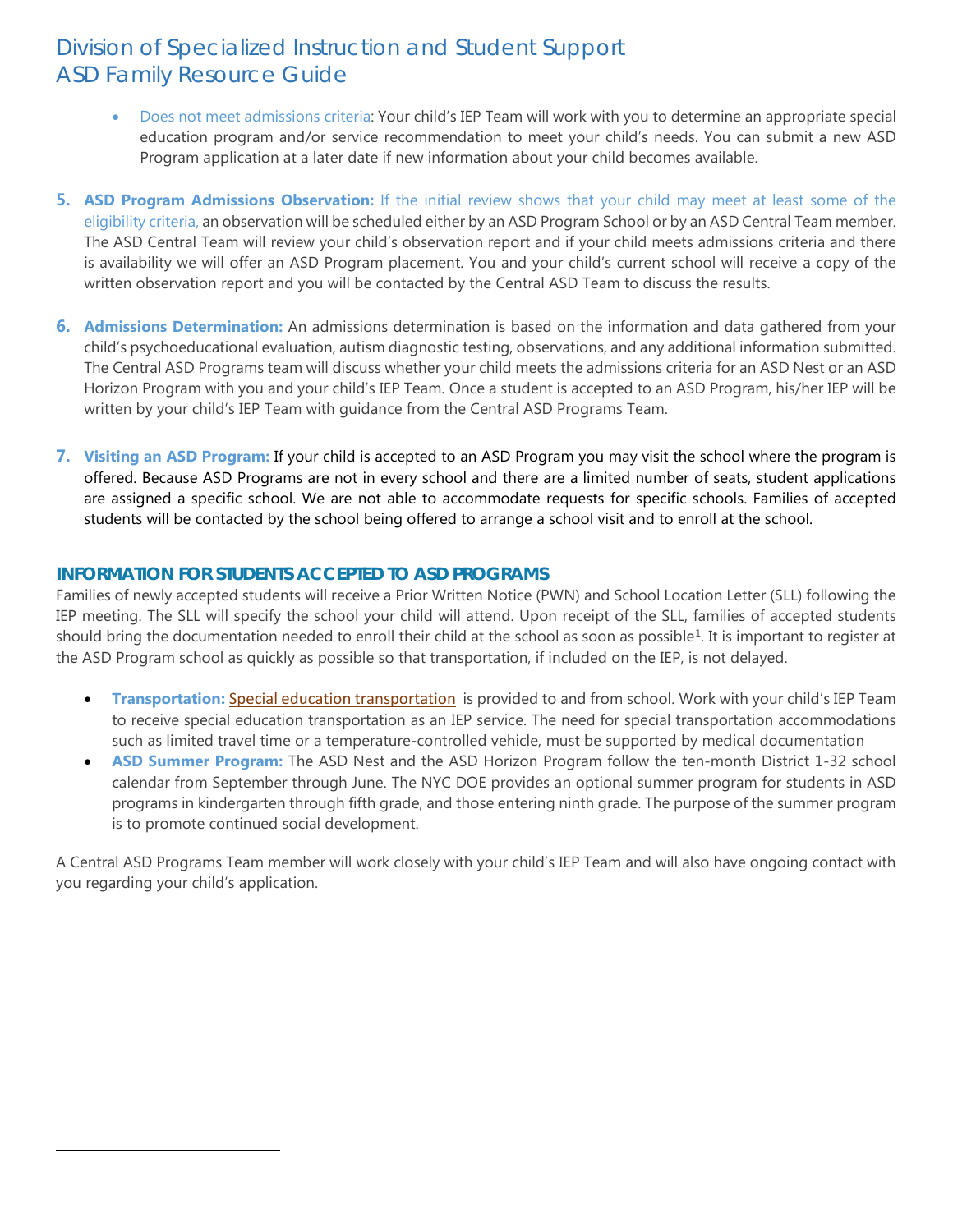- Does not meet admissions criteria: Your child's IEP Team will work with you to determine an appropriate special education program and/or service recommendation to meet your child's needs. You can submit a new ASD Program application at a later date if new information about your child becomes available.

5. **ASD Program Admissions Observation:** If the initial review shows that your child may meet at least some of the eligibility criteria, an observation will be scheduled either by an ASD Program School or by an ASD Central Team member. The ASD Central Team will review your child's observation report and if your child meets admissions criteria and there is availability we will offer an ASD Program placement. You and your child's current school will receive a copy of the written observation report and you will be contacted by the Central ASD Team to discuss the results.

6. **Admissions Determination:** An admissions determination is based on the information and data gathered from your child's psychoeducational evaluation, autism diagnostic testing, observations, and any additional information submitted. The Central ASD Programs team will discuss whether your child meets the admissions criteria for an ASD Nest or an ASD Horizon Program with you and your child's IEP Team. Once a student is accepted to an ASD Program, his/her IEP will be written by your child's IEP Team with guidance from the Central ASD Programs Team.

7. **Visiting an ASD Program:** If your child is accepted to an ASD Program you may visit the school where the program is offered. Because ASD Programs are not in every school and there are a limited number of seats, student applications are assigned a specific school. We are not able to accommodate requests for specific schools. Families of accepted students will be contacted by the school being offered to arrange a school visit and to enroll at the school.

## INFORMATION FOR STUDENTS ACCEPTED TO ASD PROGRAMS

Families of newly accepted students will receive a Prior Written Notice (PWN) and School Location Letter (SLL) following the IEP meeting. The SLL will specify the school your child will attend. Upon receipt of the SLL, families of accepted students should bring the documentation needed to enroll their child at the school as soon as possible[1]. It is important to register at the ASD Program school as quickly as possible so that transportation, if included on the IEP, is not delayed.

- **Transportation:** Special education transportation is provided to and from school. Work with your child's IEP Team to receive special education transportation as an IEP service. The need for special transportation accommodations such as limited travel time or a temperature-controlled vehicle, must be supported by medical documentation
- **ASD Summer Program:** The ASD Nest and the ASD Horizon Program follow the ten-month District 1-32 school calendar from September through June. The NYC DOE provides an optional summer program for students in ASD programs in kindergarten through fifth grade, and those entering ninth grade. The purpose of the summer program is to promote continued social development.

A Central ASD Programs Team member will work closely with your child's IEP Team and will also have ongoing contact with you regarding your child's application.